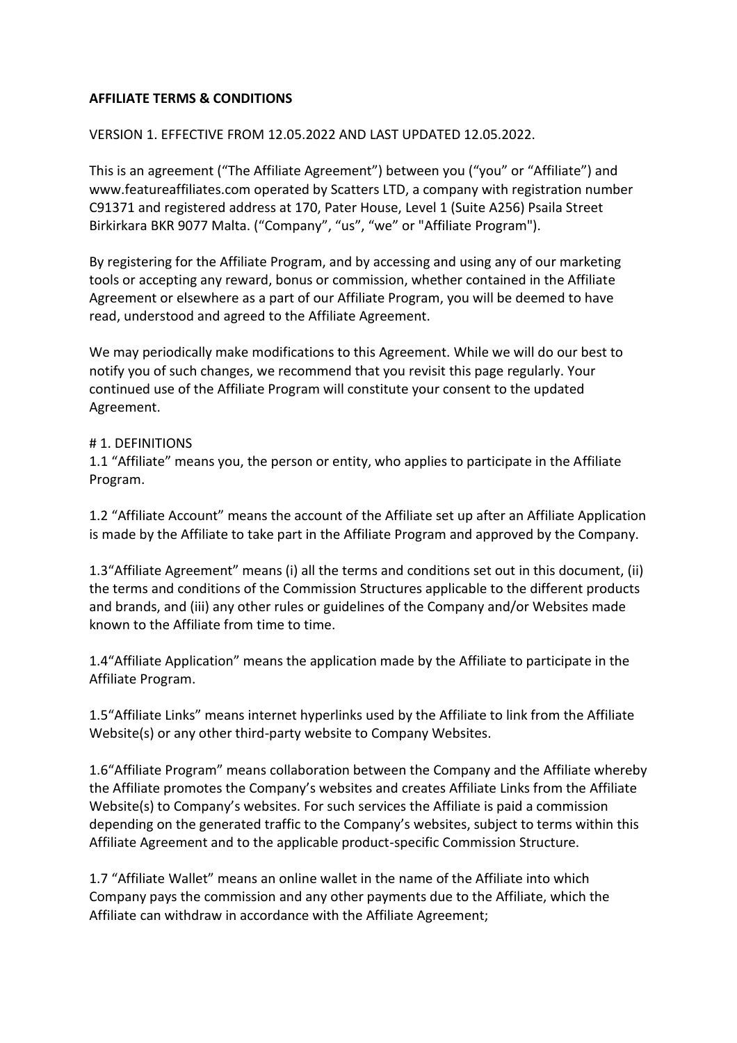**AFFILIATE TERMS & CONDITIONS**

VERSION 1. EFFECTIVE FROM 12.05.2022 AND LAST UPDATED 12.05.2022.

This is an agreement ("The Affiliate Agreement") between you ("you" or "Affiliate") and www.featureaffiliates.com operated by Scatters LTD, a company with registration number C91371 and registered address at 170, Pater House, Level 1 (Suite A256) Psaila Street Birkirkara BKR 9077 Malta. ("Company", "us", "we" or "Affiliate Program").

By registering for the Affiliate Program, and by accessing and using any of our marketing tools or accepting any reward, bonus or commission, whether contained in the Affiliate Agreement or elsewhere as a part of our Affiliate Program, you will be deemed to have read, understood and agreed to the Affiliate Agreement.

We may periodically make modifications to this Agreement. While we will do our best to notify you of such changes, we recommend that you revisit this page regularly. Your continued use of the Affiliate Program will constitute your consent to the updated Agreement.

# 1. DEFINITIONS

1.1 "Affiliate" means you, the person or entity, who applies to participate in the Affiliate Program.

1.2 "Affiliate Account" means the account of the Affiliate set up after an Affiliate Application is made by the Affiliate to take part in the Affiliate Program and approved by the Company.

1.3"Affiliate Agreement" means (i) all the terms and conditions set out in this document, (ii) the terms and conditions of the Commission Structures applicable to the different products and brands, and (iii) any other rules or guidelines of the Company and/or Websites made known to the Affiliate from time to time.

1.4"Affiliate Application" means the application made by the Affiliate to participate in the Affiliate Program.

1.5"Affiliate Links" means internet hyperlinks used by the Affiliate to link from the Affiliate Website(s) or any other third-party website to Company Websites.

1.6"Affiliate Program" means collaboration between the Company and the Affiliate whereby the Affiliate promotes the Company's websites and creates Affiliate Links from the Affiliate Website(s) to Company's websites. For such services the Affiliate is paid a commission depending on the generated traffic to the Company's websites, subject to terms within this Affiliate Agreement and to the applicable product-specific Commission Structure.

1.7 "Affiliate Wallet" means an online wallet in the name of the Affiliate into which Company pays the commission and any other payments due to the Affiliate, which the Affiliate can withdraw in accordance with the Affiliate Agreement;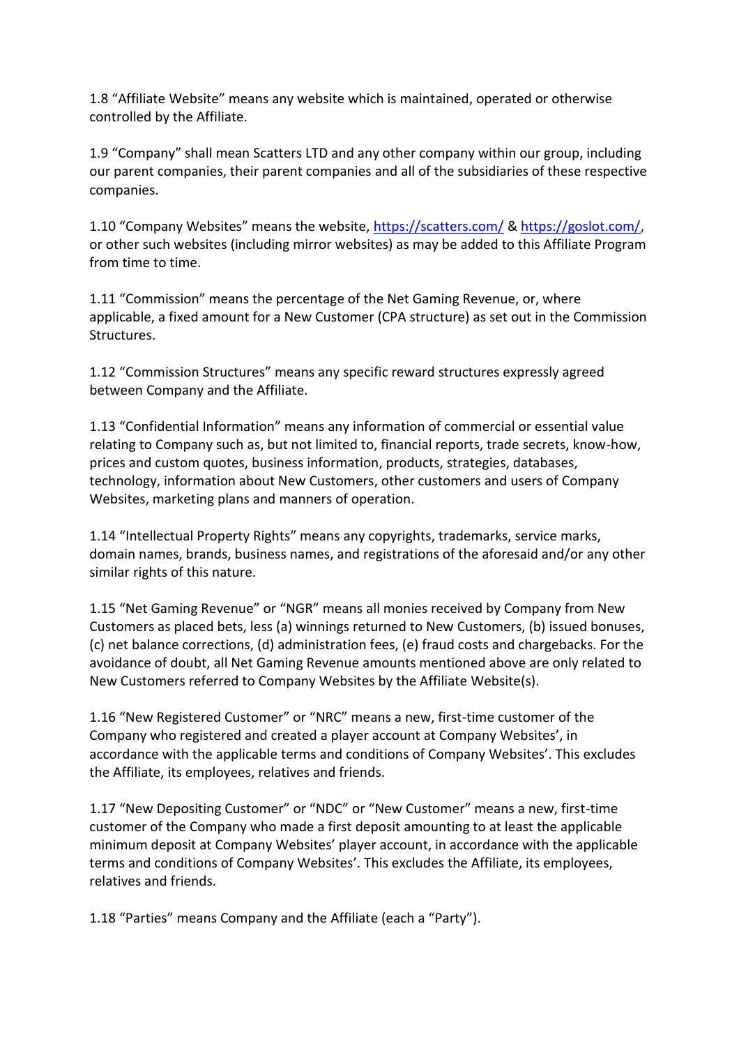1.8 “Affiliate Website” means any website which is maintained, operated or otherwise controlled by the Affiliate.

1.9 “Company” shall mean Scatters LTD and any other company within our group, including our parent companies, their parent companies and all of the subsidiaries of these respective companies.

1.10 “Company Websites” means the website, https://scatters.com/ & https://goslot.com/, or other such websites (including mirror websites) as may be added to this Affiliate Program from time to time.

1.11 “Commission” means the percentage of the Net Gaming Revenue, or, where applicable, a fixed amount for a New Customer (CPA structure) as set out in the Commission Structures.

1.12 “Commission Structures” means any specific reward structures expressly agreed between Company and the Affiliate.

1.13 “Confidential Information” means any information of commercial or essential value relating to Company such as, but not limited to, financial reports, trade secrets, know-how, prices and custom quotes, business information, products, strategies, databases, technology, information about New Customers, other customers and users of Company Websites, marketing plans and manners of operation.

1.14 “Intellectual Property Rights” means any copyrights, trademarks, service marks, domain names, brands, business names, and registrations of the aforesaid and/or any other similar rights of this nature.

1.15 “Net Gaming Revenue” or “NGR” means all monies received by Company from New Customers as placed bets, less (a) winnings returned to New Customers, (b) issued bonuses, (c) net balance corrections, (d) administration fees, (e) fraud costs and chargebacks. For the avoidance of doubt, all Net Gaming Revenue amounts mentioned above are only related to New Customers referred to Company Websites by the Affiliate Website(s).

1.16 “New Registered Customer” or “NRC” means a new, first-time customer of the Company who registered and created a player account at Company Websites’, in accordance with the applicable terms and conditions of Company Websites’. This excludes the Affiliate, its employees, relatives and friends.

1.17 “New Depositing Customer” or “NDC” or “New Customer” means a new, first-time customer of the Company who made a first deposit amounting to at least the applicable minimum deposit at Company Websites’ player account, in accordance with the applicable terms and conditions of Company Websites’. This excludes the Affiliate, its employees, relatives and friends.

1.18 “Parties” means Company and the Affiliate (each a “Party”).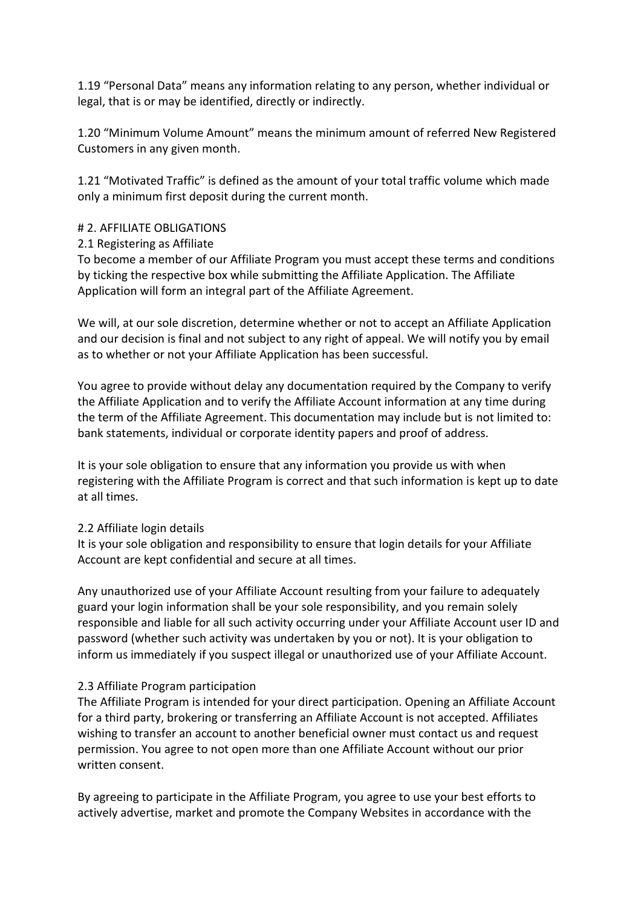1.19 “Personal Data” means any information relating to any person, whether individual or legal, that is or may be identified, directly or indirectly.

1.20 “Minimum Volume Amount” means the minimum amount of referred New Registered Customers in any given month.

1.21 “Motivated Traffic” is defined as the amount of your total traffic volume which made only a minimum first deposit during the current month.

# 2. AFFILIATE OBLIGATIONS

2.1 Registering as Affiliate

To become a member of our Affiliate Program you must accept these terms and conditions by ticking the respective box while submitting the Affiliate Application. The Affiliate Application will form an integral part of the Affiliate Agreement.

We will, at our sole discretion, determine whether or not to accept an Affiliate Application and our decision is final and not subject to any right of appeal. We will notify you by email as to whether or not your Affiliate Application has been successful.

You agree to provide without delay any documentation required by the Company to verify the Affiliate Application and to verify the Affiliate Account information at any time during the term of the Affiliate Agreement. This documentation may include but is not limited to: bank statements, individual or corporate identity papers and proof of address.

It is your sole obligation to ensure that any information you provide us with when registering with the Affiliate Program is correct and that such information is kept up to date at all times.

2.2 Affiliate login details

It is your sole obligation and responsibility to ensure that login details for your Affiliate Account are kept confidential and secure at all times.

Any unauthorized use of your Affiliate Account resulting from your failure to adequately guard your login information shall be your sole responsibility, and you remain solely responsible and liable for all such activity occurring under your Affiliate Account user ID and password (whether such activity was undertaken by you or not). It is your obligation to inform us immediately if you suspect illegal or unauthorized use of your Affiliate Account.

2.3 Affiliate Program participation

The Affiliate Program is intended for your direct participation. Opening an Affiliate Account for a third party, brokering or transferring an Affiliate Account is not accepted. Affiliates wishing to transfer an account to another beneficial owner must contact us and request permission. You agree to not open more than one Affiliate Account without our prior written consent.

By agreeing to participate in the Affiliate Program, you agree to use your best efforts to actively advertise, market and promote the Company Websites in accordance with the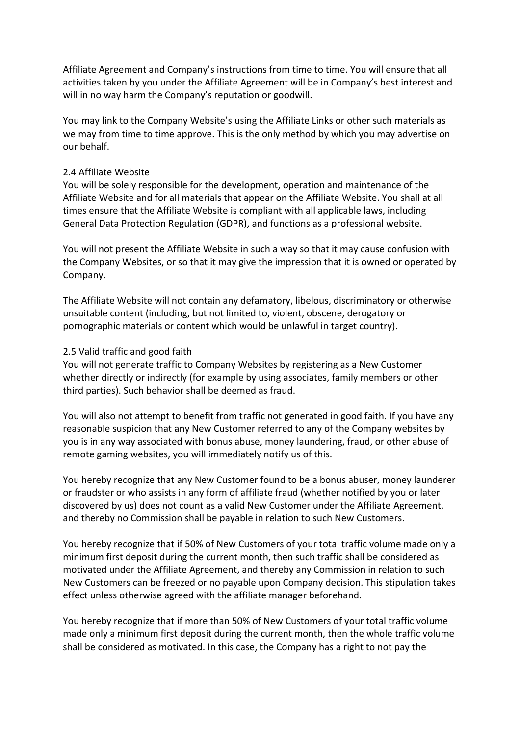Affiliate Agreement and Company's instructions from time to time. You will ensure that all activities taken by you under the Affiliate Agreement will be in Company's best interest and will in no way harm the Company's reputation or goodwill.

You may link to the Company Website's using the Affiliate Links or other such materials as we may from time to time approve. This is the only method by which you may advertise on our behalf.

### 2.4 Affiliate Website

You will be solely responsible for the development, operation and maintenance of the Affiliate Website and for all materials that appear on the Affiliate Website. You shall at all times ensure that the Affiliate Website is compliant with all applicable laws, including General Data Protection Regulation (GDPR), and functions as a professional website.

You will not present the Affiliate Website in such a way so that it may cause confusion with the Company Websites, or so that it may give the impression that it is owned or operated by Company.

The Affiliate Website will not contain any defamatory, libelous, discriminatory or otherwise unsuitable content (including, but not limited to, violent, obscene, derogatory or pornographic materials or content which would be unlawful in target country).

### 2.5 Valid traffic and good faith

You will not generate traffic to Company Websites by registering as a New Customer whether directly or indirectly (for example by using associates, family members or other third parties). Such behavior shall be deemed as fraud.

You will also not attempt to benefit from traffic not generated in good faith. If you have any reasonable suspicion that any New Customer referred to any of the Company websites by you is in any way associated with bonus abuse, money laundering, fraud, or other abuse of remote gaming websites, you will immediately notify us of this.

You hereby recognize that any New Customer found to be a bonus abuser, money launderer or fraudster or who assists in any form of affiliate fraud (whether notified by you or later discovered by us) does not count as a valid New Customer under the Affiliate Agreement, and thereby no Commission shall be payable in relation to such New Customers.

You hereby recognize that if 50% of New Customers of your total traffic volume made only a minimum first deposit during the current month, then such traffic shall be considered as motivated under the Affiliate Agreement, and thereby any Commission in relation to such New Customers can be freezed or no payable upon Company decision. This stipulation takes effect unless otherwise agreed with the affiliate manager beforehand.

You hereby recognize that if more than 50% of New Customers of your total traffic volume made only a minimum first deposit during the current month, then the whole traffic volume shall be considered as motivated. In this case, the Company has a right to not pay the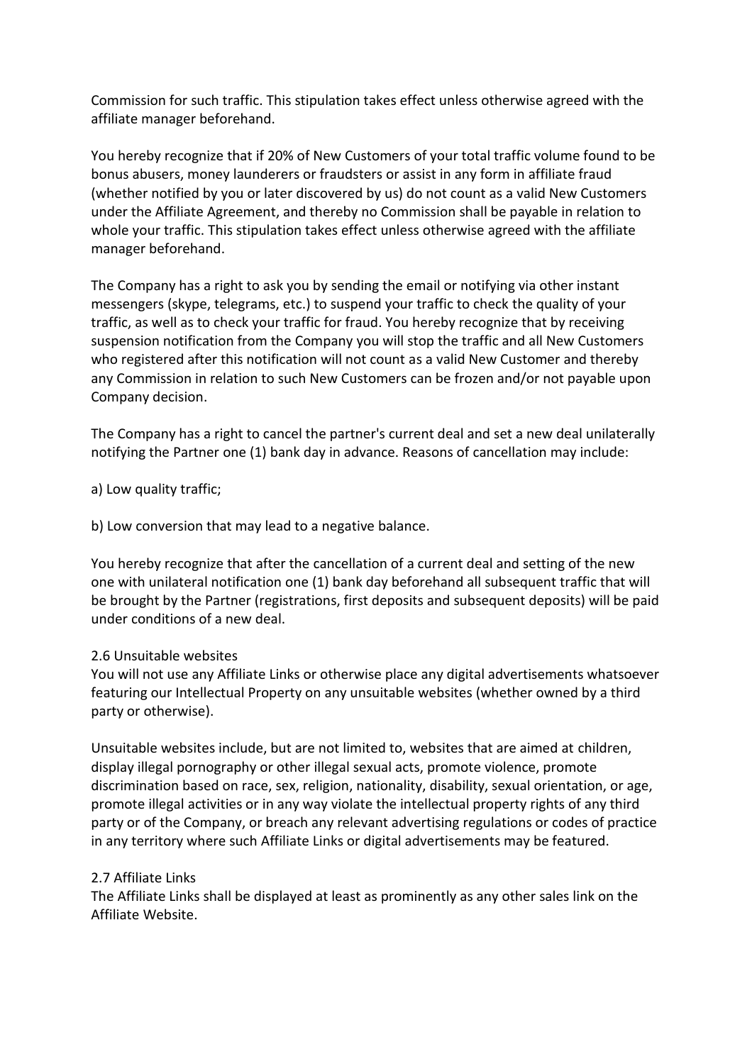Commission for such traffic. This stipulation takes effect unless otherwise agreed with the affiliate manager beforehand.

You hereby recognize that if 20% of New Customers of your total traffic volume found to be bonus abusers, money launderers or fraudsters or assist in any form in affiliate fraud (whether notified by you or later discovered by us) do not count as a valid New Customers under the Affiliate Agreement, and thereby no Commission shall be payable in relation to whole your traffic. This stipulation takes effect unless otherwise agreed with the affiliate manager beforehand.

The Company has a right to ask you by sending the email or notifying via other instant messengers (skype, telegrams, etc.) to suspend your traffic to check the quality of your traffic, as well as to check your traffic for fraud. You hereby recognize that by receiving suspension notification from the Company you will stop the traffic and all New Customers who registered after this notification will not count as a valid New Customer and thereby any Commission in relation to such New Customers can be frozen and/or not payable upon Company decision.

The Company has a right to cancel the partner's current deal and set a new deal unilaterally notifying the Partner one (1) bank day in advance. Reasons of cancellation may include:

a) Low quality traffic;

b) Low conversion that may lead to a negative balance.

You hereby recognize that after the cancellation of a current deal and setting of the new one with unilateral notification one (1) bank day beforehand all subsequent traffic that will be brought by the Partner (registrations, first deposits and subsequent deposits) will be paid under conditions of a new deal.

### 2.6 Unsuitable websites

You will not use any Affiliate Links or otherwise place any digital advertisements whatsoever featuring our Intellectual Property on any unsuitable websites (whether owned by a third party or otherwise).

Unsuitable websites include, but are not limited to, websites that are aimed at children, display illegal pornography or other illegal sexual acts, promote violence, promote discrimination based on race, sex, religion, nationality, disability, sexual orientation, or age, promote illegal activities or in any way violate the intellectual property rights of any third party or of the Company, or breach any relevant advertising regulations or codes of practice in any territory where such Affiliate Links or digital advertisements may be featured.

### 2.7 Affiliate Links

The Affiliate Links shall be displayed at least as prominently as any other sales link on the Affiliate Website.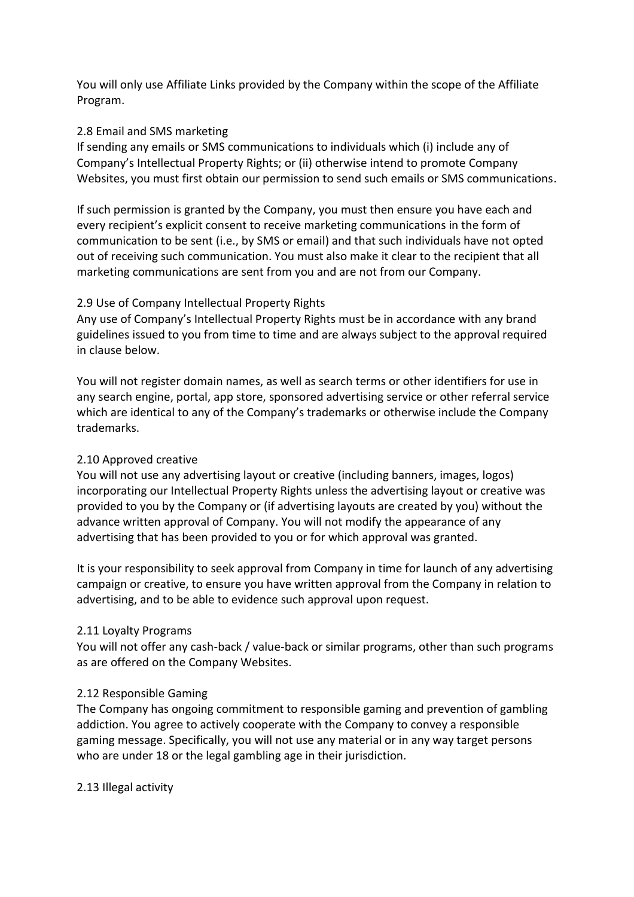You will only use Affiliate Links provided by the Company within the scope of the Affiliate Program.

### 2.8 Email and SMS marketing

If sending any emails or SMS communications to individuals which (i) include any of Company's Intellectual Property Rights; or (ii) otherwise intend to promote Company Websites, you must first obtain our permission to send such emails or SMS communications.

If such permission is granted by the Company, you must then ensure you have each and every recipient's explicit consent to receive marketing communications in the form of communication to be sent (i.e., by SMS or email) and that such individuals have not opted out of receiving such communication. You must also make it clear to the recipient that all marketing communications are sent from you and are not from our Company.

### 2.9 Use of Company Intellectual Property Rights

Any use of Company's Intellectual Property Rights must be in accordance with any brand guidelines issued to you from time to time and are always subject to the approval required in clause below.

You will not register domain names, as well as search terms or other identifiers for use in any search engine, portal, app store, sponsored advertising service or other referral service which are identical to any of the Company's trademarks or otherwise include the Company trademarks.

### 2.10 Approved creative

You will not use any advertising layout or creative (including banners, images, logos) incorporating our Intellectual Property Rights unless the advertising layout or creative was provided to you by the Company or (if advertising layouts are created by you) without the advance written approval of Company. You will not modify the appearance of any advertising that has been provided to you or for which approval was granted.

It is your responsibility to seek approval from Company in time for launch of any advertising campaign or creative, to ensure you have written approval from the Company in relation to advertising, and to be able to evidence such approval upon request.

### 2.11 Loyalty Programs

You will not offer any cash-back / value-back or similar programs, other than such programs as are offered on the Company Websites.

### 2.12 Responsible Gaming

The Company has ongoing commitment to responsible gaming and prevention of gambling addiction. You agree to actively cooperate with the Company to convey a responsible gaming message. Specifically, you will not use any material or in any way target persons who are under 18 or the legal gambling age in their jurisdiction.

### 2.13 Illegal activity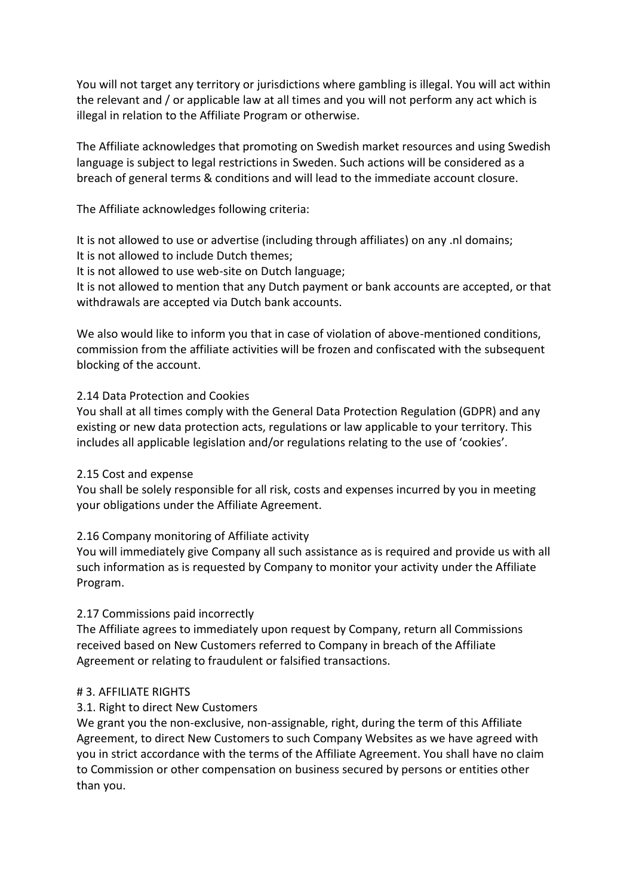You will not target any territory or jurisdictions where gambling is illegal. You will act within the relevant and / or applicable law at all times and you will not perform any act which is illegal in relation to the Affiliate Program or otherwise.

The Affiliate acknowledges that promoting on Swedish market resources and using Swedish language is subject to legal restrictions in Sweden. Such actions will be considered as a breach of general terms & conditions and will lead to the immediate account closure.

The Affiliate acknowledges following criteria:

It is not allowed to use or advertise (including through affiliates) on any .nl domains;
It is not allowed to include Dutch themes;
It is not allowed to use web-site on Dutch language;
It is not allowed to mention that any Dutch payment or bank accounts are accepted, or that withdrawals are accepted via Dutch bank accounts.

We also would like to inform you that in case of violation of above-mentioned conditions, commission from the affiliate activities will be frozen and confiscated with the subsequent blocking of the account.

2.14 Data Protection and Cookies
You shall at all times comply with the General Data Protection Regulation (GDPR) and any existing or new data protection acts, regulations or law applicable to your territory. This includes all applicable legislation and/or regulations relating to the use of 'cookies'.

2.15 Cost and expense
You shall be solely responsible for all risk, costs and expenses incurred by you in meeting your obligations under the Affiliate Agreement.

2.16 Company monitoring of Affiliate activity
You will immediately give Company all such assistance as is required and provide us with all such information as is requested by Company to monitor your activity under the Affiliate Program.

2.17 Commissions paid incorrectly
The Affiliate agrees to immediately upon request by Company, return all Commissions received based on New Customers referred to Company in breach of the Affiliate Agreement or relating to fraudulent or falsified transactions.

# 3. AFFILIATE RIGHTS

3.1. Right to direct New Customers
We grant you the non-exclusive, non-assignable, right, during the term of this Affiliate Agreement, to direct New Customers to such Company Websites as we have agreed with you in strict accordance with the terms of the Affiliate Agreement. You shall have no claim to Commission or other compensation on business secured by persons or entities other than you.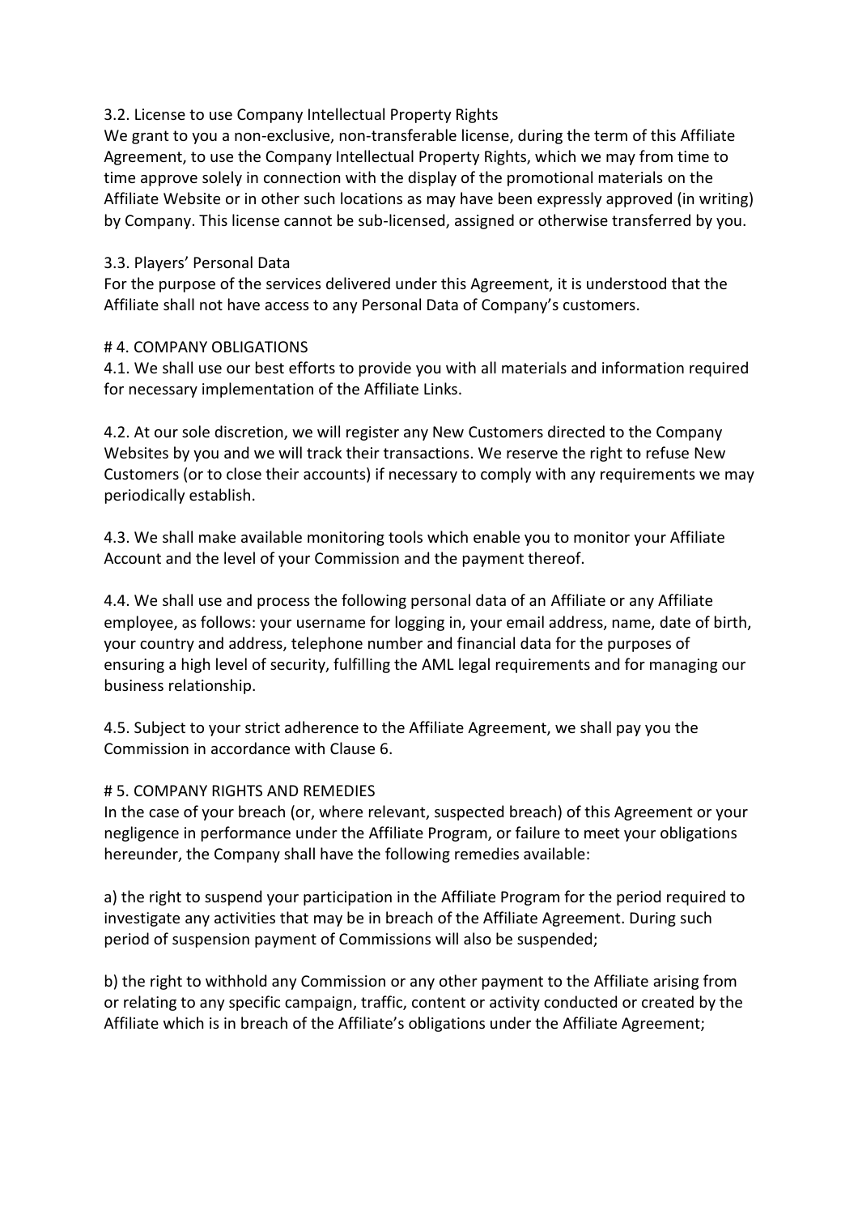3.2. License to use Company Intellectual Property Rights
We grant to you a non-exclusive, non-transferable license, during the term of this Affiliate Agreement, to use the Company Intellectual Property Rights, which we may from time to time approve solely in connection with the display of the promotional materials on the Affiliate Website or in other such locations as may have been expressly approved (in writing) by Company. This license cannot be sub-licensed, assigned or otherwise transferred by you.

3.3. Players' Personal Data
For the purpose of the services delivered under this Agreement, it is understood that the Affiliate shall not have access to any Personal Data of Company's customers.

# 4. COMPANY OBLIGATIONS

4.1. We shall use our best efforts to provide you with all materials and information required for necessary implementation of the Affiliate Links.

4.2. At our sole discretion, we will register any New Customers directed to the Company Websites by you and we will track their transactions. We reserve the right to refuse New Customers (or to close their accounts) if necessary to comply with any requirements we may periodically establish.

4.3. We shall make available monitoring tools which enable you to monitor your Affiliate Account and the level of your Commission and the payment thereof.

4.4. We shall use and process the following personal data of an Affiliate or any Affiliate employee, as follows: your username for logging in, your email address, name, date of birth, your country and address, telephone number and financial data for the purposes of ensuring a high level of security, fulfilling the AML legal requirements and for managing our business relationship.

4.5. Subject to your strict adherence to the Affiliate Agreement, we shall pay you the Commission in accordance with Clause 6.

# 5. COMPANY RIGHTS AND REMEDIES

In the case of your breach (or, where relevant, suspected breach) of this Agreement or your negligence in performance under the Affiliate Program, or failure to meet your obligations hereunder, the Company shall have the following remedies available:

a) the right to suspend your participation in the Affiliate Program for the period required to investigate any activities that may be in breach of the Affiliate Agreement. During such period of suspension payment of Commissions will also be suspended;

b) the right to withhold any Commission or any other payment to the Affiliate arising from or relating to any specific campaign, traffic, content or activity conducted or created by the Affiliate which is in breach of the Affiliate's obligations under the Affiliate Agreement;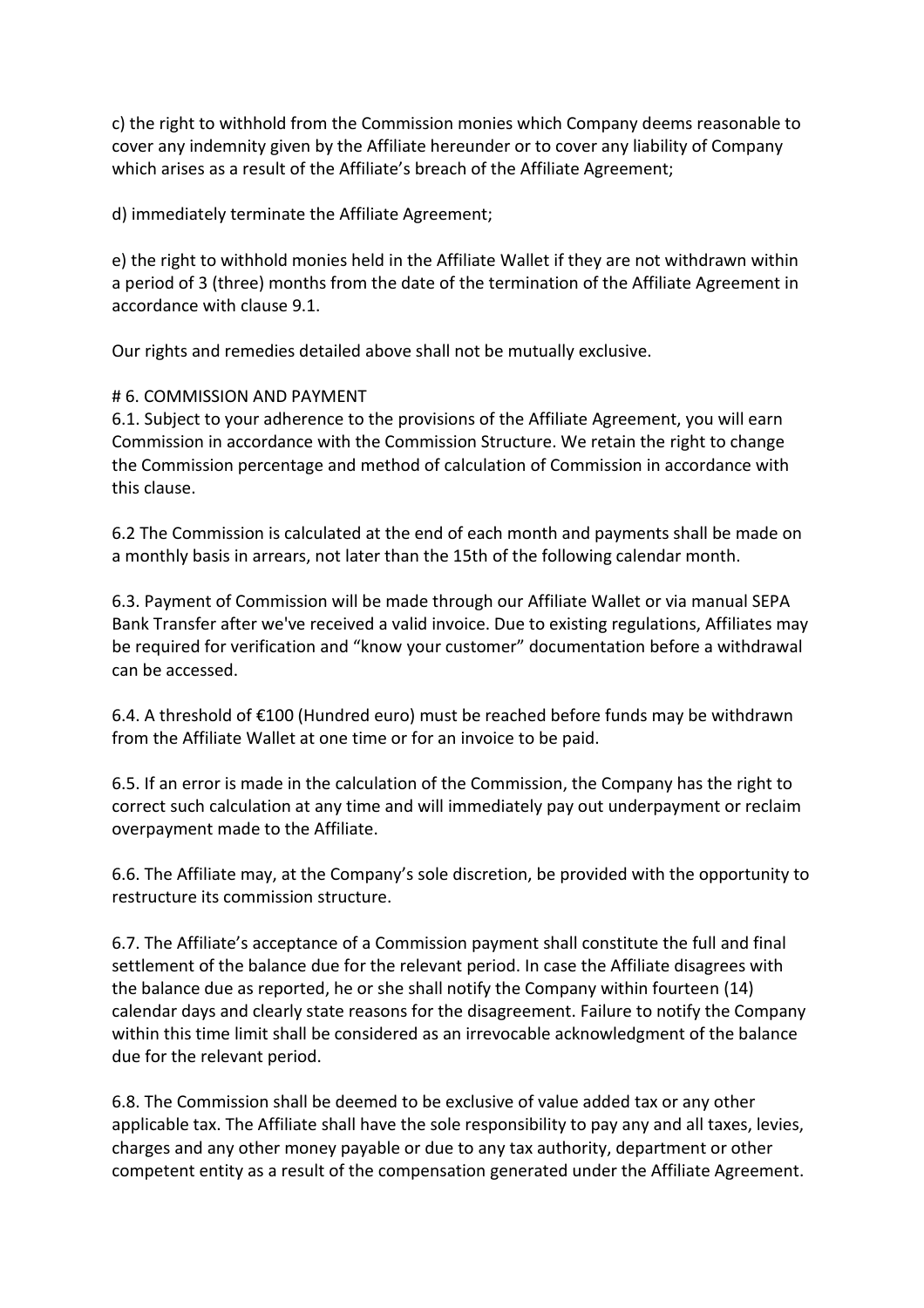c) the right to withhold from the Commission monies which Company deems reasonable to cover any indemnity given by the Affiliate hereunder or to cover any liability of Company which arises as a result of the Affiliate's breach of the Affiliate Agreement;

d) immediately terminate the Affiliate Agreement;

e) the right to withhold monies held in the Affiliate Wallet if they are not withdrawn within a period of 3 (three) months from the date of the termination of the Affiliate Agreement in accordance with clause 9.1.

Our rights and remedies detailed above shall not be mutually exclusive.

# 6. COMMISSION AND PAYMENT

6.1. Subject to your adherence to the provisions of the Affiliate Agreement, you will earn Commission in accordance with the Commission Structure. We retain the right to change the Commission percentage and method of calculation of Commission in accordance with this clause.

6.2 The Commission is calculated at the end of each month and payments shall be made on a monthly basis in arrears, not later than the 15th of the following calendar month.

6.3. Payment of Commission will be made through our Affiliate Wallet or via manual SEPA Bank Transfer after we've received a valid invoice. Due to existing regulations, Affiliates may be required for verification and "know your customer" documentation before a withdrawal can be accessed.

6.4. A threshold of €100 (Hundred euro) must be reached before funds may be withdrawn from the Affiliate Wallet at one time or for an invoice to be paid.

6.5. If an error is made in the calculation of the Commission, the Company has the right to correct such calculation at any time and will immediately pay out underpayment or reclaim overpayment made to the Affiliate.

6.6. The Affiliate may, at the Company's sole discretion, be provided with the opportunity to restructure its commission structure.

6.7. The Affiliate's acceptance of a Commission payment shall constitute the full and final settlement of the balance due for the relevant period. In case the Affiliate disagrees with the balance due as reported, he or she shall notify the Company within fourteen (14) calendar days and clearly state reasons for the disagreement. Failure to notify the Company within this time limit shall be considered as an irrevocable acknowledgment of the balance due for the relevant period.

6.8. The Commission shall be deemed to be exclusive of value added tax or any other applicable tax. The Affiliate shall have the sole responsibility to pay any and all taxes, levies, charges and any other money payable or due to any tax authority, department or other competent entity as a result of the compensation generated under the Affiliate Agreement.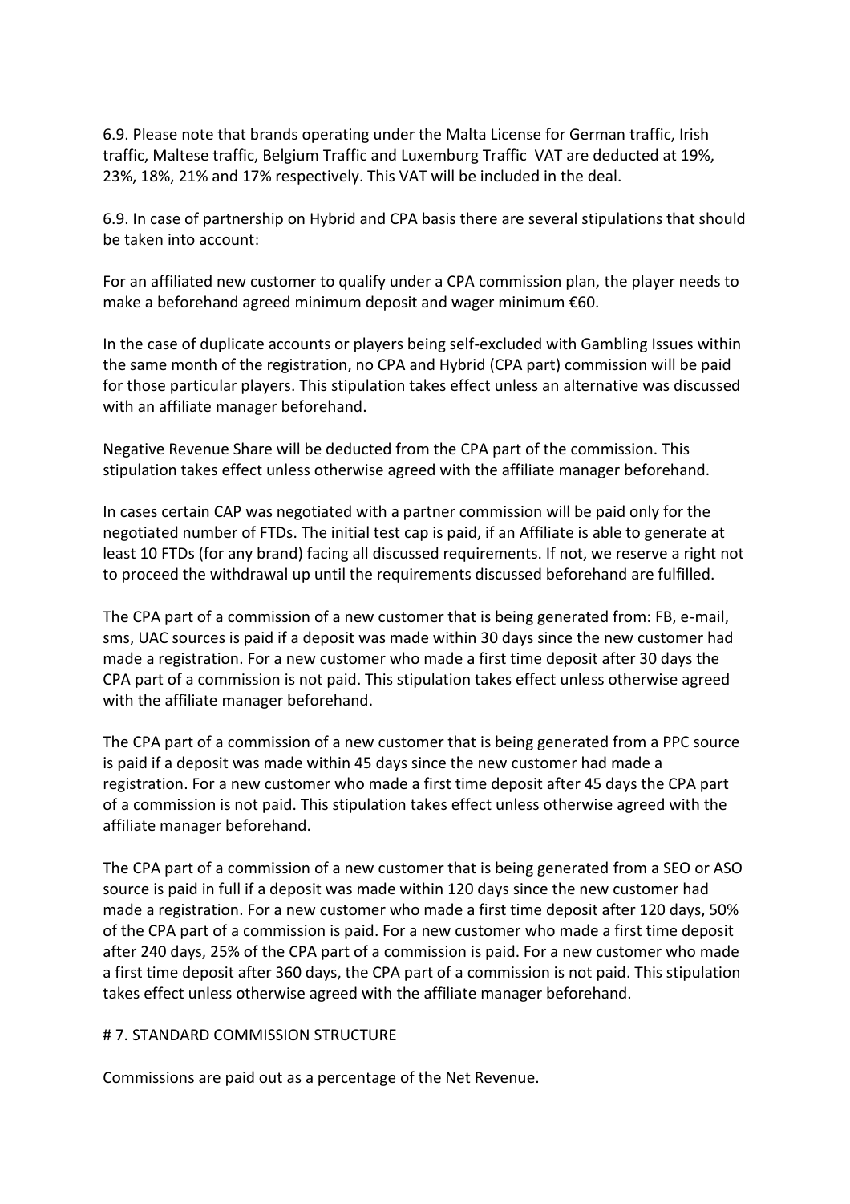6.9. Please note that brands operating under the Malta License for German traffic, Irish traffic, Maltese traffic, Belgium Traffic and Luxemburg Traffic  VAT are deducted at 19%, 23%, 18%, 21% and 17% respectively. This VAT will be included in the deal.

6.9. In case of partnership on Hybrid and CPA basis there are several stipulations that should be taken into account:

For an affiliated new customer to qualify under a CPA commission plan, the player needs to make a beforehand agreed minimum deposit and wager minimum €60.

In the case of duplicate accounts or players being self-excluded with Gambling Issues within the same month of the registration, no CPA and Hybrid (CPA part) commission will be paid for those particular players. This stipulation takes effect unless an alternative was discussed with an affiliate manager beforehand.

Negative Revenue Share will be deducted from the CPA part of the commission. This stipulation takes effect unless otherwise agreed with the affiliate manager beforehand.

In cases certain CAP was negotiated with a partner commission will be paid only for the negotiated number of FTDs. The initial test cap is paid, if an Affiliate is able to generate at least 10 FTDs (for any brand) facing all discussed requirements. If not, we reserve a right not to proceed the withdrawal up until the requirements discussed beforehand are fulfilled.

The CPA part of a commission of a new customer that is being generated from: FB, e-mail, sms, UAC sources is paid if a deposit was made within 30 days since the new customer had made a registration. For a new customer who made a first time deposit after 30 days the CPA part of a commission is not paid. This stipulation takes effect unless otherwise agreed with the affiliate manager beforehand.

The CPA part of a commission of a new customer that is being generated from a PPC source is paid if a deposit was made within 45 days since the new customer had made a registration. For a new customer who made a first time deposit after 45 days the CPA part of a commission is not paid. This stipulation takes effect unless otherwise agreed with the affiliate manager beforehand.

The CPA part of a commission of a new customer that is being generated from a SEO or ASO source is paid in full if a deposit was made within 120 days since the new customer had made a registration. For a new customer who made a first time deposit after 120 days, 50% of the CPA part of a commission is paid. For a new customer who made a first time deposit after 240 days, 25% of the CPA part of a commission is paid. For a new customer who made a first time deposit after 360 days, the CPA part of a commission is not paid. This stipulation takes effect unless otherwise agreed with the affiliate manager beforehand.

# 7. STANDARD COMMISSION STRUCTURE

Commissions are paid out as a percentage of the Net Revenue.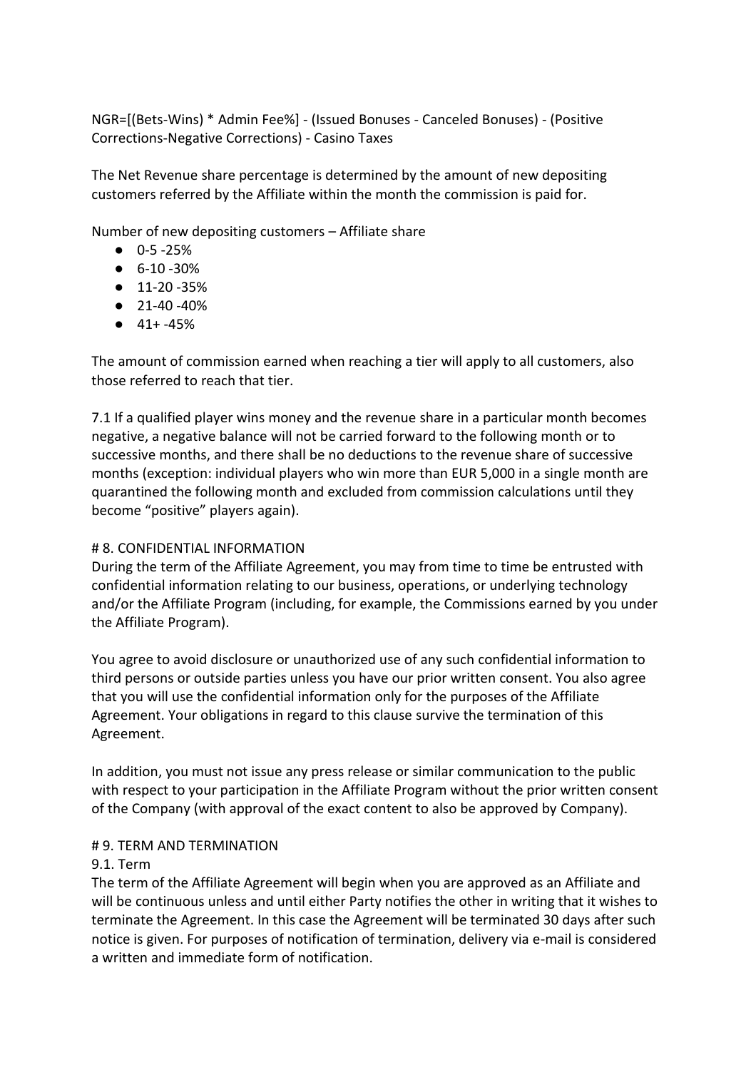NGR=[(Bets-Wins) * Admin Fee%] - (Issued Bonuses - Canceled Bonuses) - (Positive Corrections-Negative Corrections) - Casino Taxes

The Net Revenue share percentage is determined by the amount of new depositing customers referred by the Affiliate within the month the commission is paid for.

Number of new depositing customers – Affiliate share

- 0-5 -25%
- 6-10 -30%
- 11-20 -35%
- 21-40 -40%
- 41+ -45%

The amount of commission earned when reaching a tier will apply to all customers, also those referred to reach that tier.

7.1 If a qualified player wins money and the revenue share in a particular month becomes negative, a negative balance will not be carried forward to the following month or to successive months, and there shall be no deductions to the revenue share of successive months (exception: individual players who win more than EUR 5,000 in a single month are quarantined the following month and excluded from commission calculations until they become "positive" players again).

# 8. CONFIDENTIAL INFORMATION

During the term of the Affiliate Agreement, you may from time to time be entrusted with confidential information relating to our business, operations, or underlying technology and/or the Affiliate Program (including, for example, the Commissions earned by you under the Affiliate Program).

You agree to avoid disclosure or unauthorized use of any such confidential information to third persons or outside parties unless you have our prior written consent. You also agree that you will use the confidential information only for the purposes of the Affiliate Agreement. Your obligations in regard to this clause survive the termination of this Agreement.

In addition, you must not issue any press release or similar communication to the public with respect to your participation in the Affiliate Program without the prior written consent of the Company (with approval of the exact content to also be approved by Company).

# 9. TERM AND TERMINATION

9.1. Term

The term of the Affiliate Agreement will begin when you are approved as an Affiliate and will be continuous unless and until either Party notifies the other in writing that it wishes to terminate the Agreement. In this case the Agreement will be terminated 30 days after such notice is given. For purposes of notification of termination, delivery via e-mail is considered a written and immediate form of notification.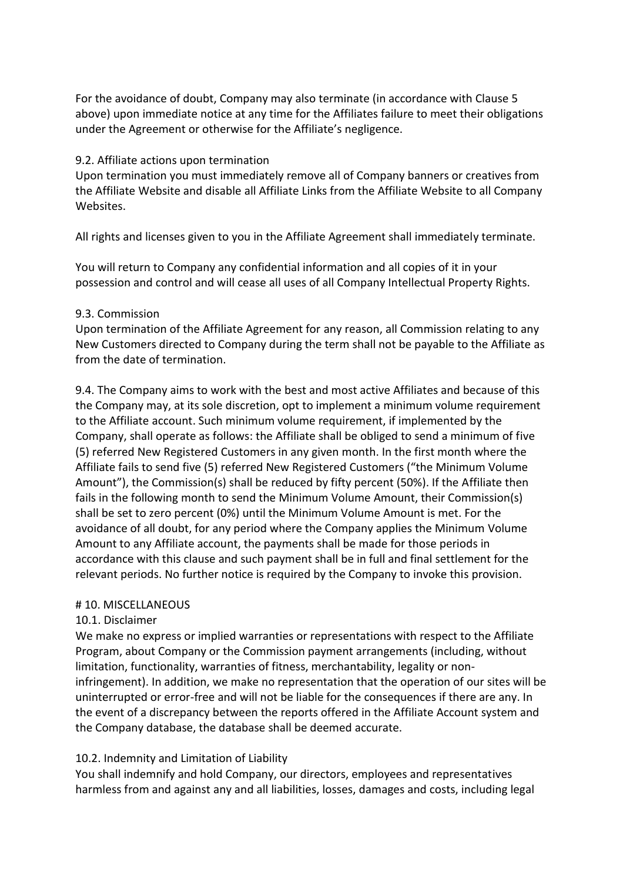For the avoidance of doubt, Company may also terminate (in accordance with Clause 5 above) upon immediate notice at any time for the Affiliates failure to meet their obligations under the Agreement or otherwise for the Affiliate's negligence.

9.2. Affiliate actions upon termination
Upon termination you must immediately remove all of Company banners or creatives from the Affiliate Website and disable all Affiliate Links from the Affiliate Website to all Company Websites.

All rights and licenses given to you in the Affiliate Agreement shall immediately terminate.

You will return to Company any confidential information and all copies of it in your possession and control and will cease all uses of all Company Intellectual Property Rights.

9.3. Commission
Upon termination of the Affiliate Agreement for any reason, all Commission relating to any New Customers directed to Company during the term shall not be payable to the Affiliate as from the date of termination.

9.4. The Company aims to work with the best and most active Affiliates and because of this the Company may, at its sole discretion, opt to implement a minimum volume requirement to the Affiliate account. Such minimum volume requirement, if implemented by the Company, shall operate as follows: the Affiliate shall be obliged to send a minimum of five (5) referred New Registered Customers in any given month. In the first month where the Affiliate fails to send five (5) referred New Registered Customers ("the Minimum Volume Amount"), the Commission(s) shall be reduced by fifty percent (50%). If the Affiliate then fails in the following month to send the Minimum Volume Amount, their Commission(s) shall be set to zero percent (0%) until the Minimum Volume Amount is met. For the avoidance of all doubt, for any period where the Company applies the Minimum Volume Amount to any Affiliate account, the payments shall be made for those periods in accordance with this clause and such payment shall be in full and final settlement for the relevant periods. No further notice is required by the Company to invoke this provision.

# 10. MISCELLANEOUS

10.1. Disclaimer
We make no express or implied warranties or representations with respect to the Affiliate Program, about Company or the Commission payment arrangements (including, without limitation, functionality, warranties of fitness, merchantability, legality or non-infringement). In addition, we make no representation that the operation of our sites will be uninterrupted or error-free and will not be liable for the consequences if there are any. In the event of a discrepancy between the reports offered in the Affiliate Account system and the Company database, the database shall be deemed accurate.

10.2. Indemnity and Limitation of Liability
You shall indemnify and hold Company, our directors, employees and representatives harmless from and against any and all liabilities, losses, damages and costs, including legal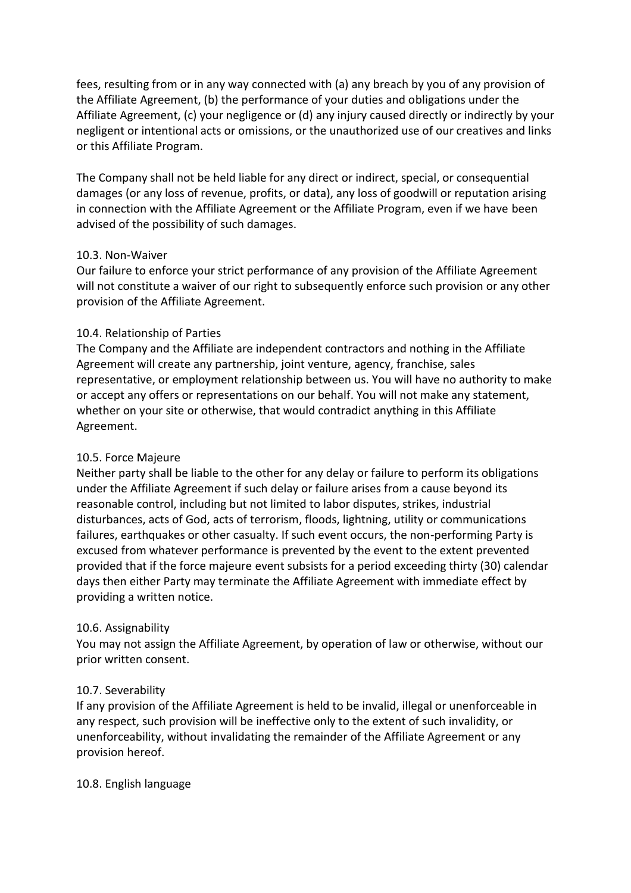fees, resulting from or in any way connected with (a) any breach by you of any provision of the Affiliate Agreement, (b) the performance of your duties and obligations under the Affiliate Agreement, (c) your negligence or (d) any injury caused directly or indirectly by your negligent or intentional acts or omissions, or the unauthorized use of our creatives and links or this Affiliate Program.

The Company shall not be held liable for any direct or indirect, special, or consequential damages (or any loss of revenue, profits, or data), any loss of goodwill or reputation arising in connection with the Affiliate Agreement or the Affiliate Program, even if we have been advised of the possibility of such damages.

10.3. Non-Waiver
Our failure to enforce your strict performance of any provision of the Affiliate Agreement will not constitute a waiver of our right to subsequently enforce such provision or any other provision of the Affiliate Agreement.

10.4. Relationship of Parties
The Company and the Affiliate are independent contractors and nothing in the Affiliate Agreement will create any partnership, joint venture, agency, franchise, sales representative, or employment relationship between us. You will have no authority to make or accept any offers or representations on our behalf. You will not make any statement, whether on your site or otherwise, that would contradict anything in this Affiliate Agreement.

10.5. Force Majeure
Neither party shall be liable to the other for any delay or failure to perform its obligations under the Affiliate Agreement if such delay or failure arises from a cause beyond its reasonable control, including but not limited to labor disputes, strikes, industrial disturbances, acts of God, acts of terrorism, floods, lightning, utility or communications failures, earthquakes or other casualty. If such event occurs, the non-performing Party is excused from whatever performance is prevented by the event to the extent prevented provided that if the force majeure event subsists for a period exceeding thirty (30) calendar days then either Party may terminate the Affiliate Agreement with immediate effect by providing a written notice.

10.6. Assignability
You may not assign the Affiliate Agreement, by operation of law or otherwise, without our prior written consent.

10.7. Severability
If any provision of the Affiliate Agreement is held to be invalid, illegal or unenforceable in any respect, such provision will be ineffective only to the extent of such invalidity, or unenforceability, without invalidating the remainder of the Affiliate Agreement or any provision hereof.

10.8. English language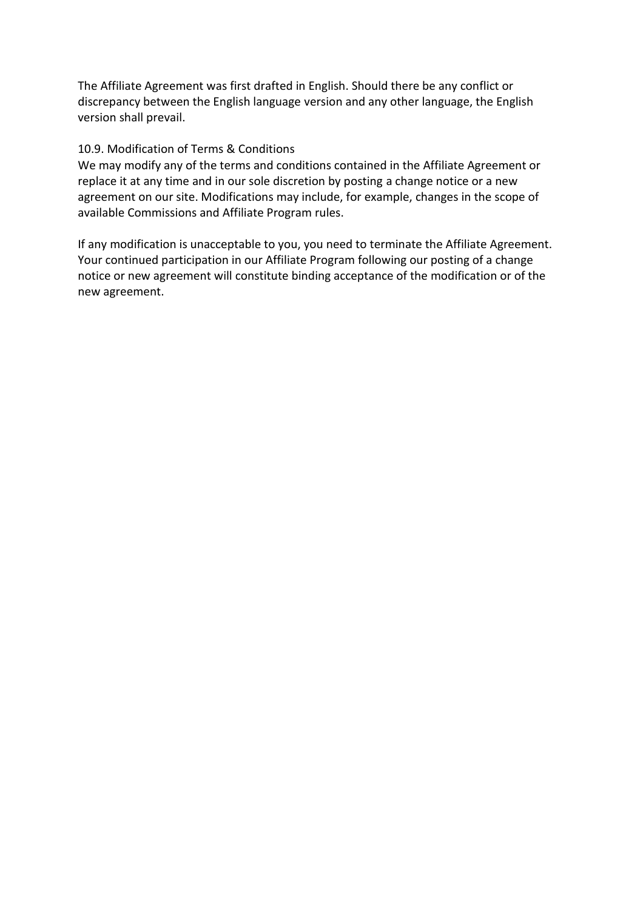The Affiliate Agreement was first drafted in English. Should there be any conflict or discrepancy between the English language version and any other language, the English version shall prevail.

### 10.9. Modification of Terms & Conditions

We may modify any of the terms and conditions contained in the Affiliate Agreement or replace it at any time and in our sole discretion by posting a change notice or a new agreement on our site. Modifications may include, for example, changes in the scope of available Commissions and Affiliate Program rules.

If any modification is unacceptable to you, you need to terminate the Affiliate Agreement. Your continued participation in our Affiliate Program following our posting of a change notice or new agreement will constitute binding acceptance of the modification or of the new agreement.